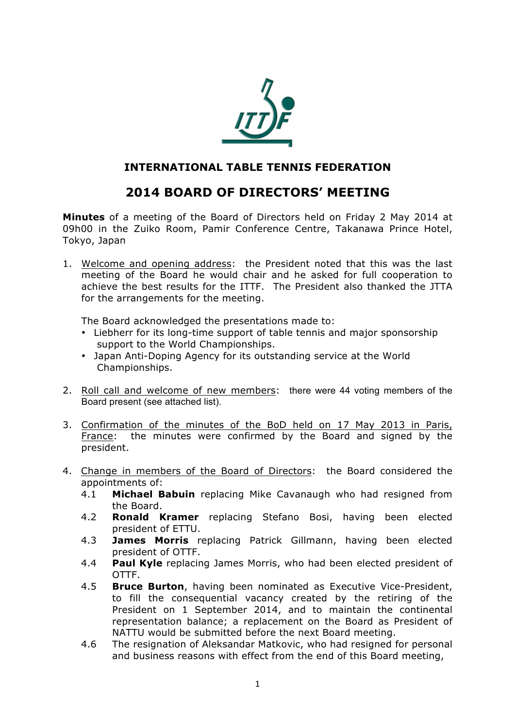# INTERNATIONAL TABLE TENNIS FEDERATION

## 2014 BOARD OF DIRECTORS' MEETING

**Minutes** of a meeting of the Board of Directors held on Friday 2 May 2014 at 09h00 in the Zuiko Room, Pamir Conference Centre, Takanawa Prince Hotel, Tokyo, Japan

1. Welcome and opening address: the President noted that this was the last meeting of the Board he would chair and he asked for full cooperation to achieve the best results for the ITTF. The President also thanked the JTTA for the arrangements for the meeting.

   The Board acknowledged the presentations made to:
   - Liebherr for its long-time support of table tennis and major sponsorship support to the World Championships.
   - Japan Anti-Doping Agency for its outstanding service at the World Championships.

2. Roll call and welcome of new members: there were 44 voting members of the Board present (see attached list).

3. Confirmation of the minutes of the BoD held on 17 May 2013 in Paris, France: the minutes were confirmed by the Board and signed by the president.

4. Change in members of the Board of Directors: the Board considered the appointments of:
   - 4.1 **Michael Babuin** replacing Mike Cavanaugh who had resigned from the Board.
   - 4.2 **Ronald Kramer** replacing Stefano Bosi, having been elected president of ETTU.
   - 4.3 **James Morris** replacing Patrick Gillmann, having been elected president of OTTF.
   - 4.4 **Paul Kyle** replacing James Morris, who had been elected president of OTTF.
   - 4.5 **Bruce Burton**, having been nominated as Executive Vice-President, to fill the consequential vacancy created by the retiring of the President on 1 September 2014, and to maintain the continental representation balance; a replacement on the Board as President of NATTU would be submitted before the next Board meeting.
   - 4.6 The resignation of Aleksandar Matkovic, who had resigned for personal and business reasons with effect from the end of this Board meeting,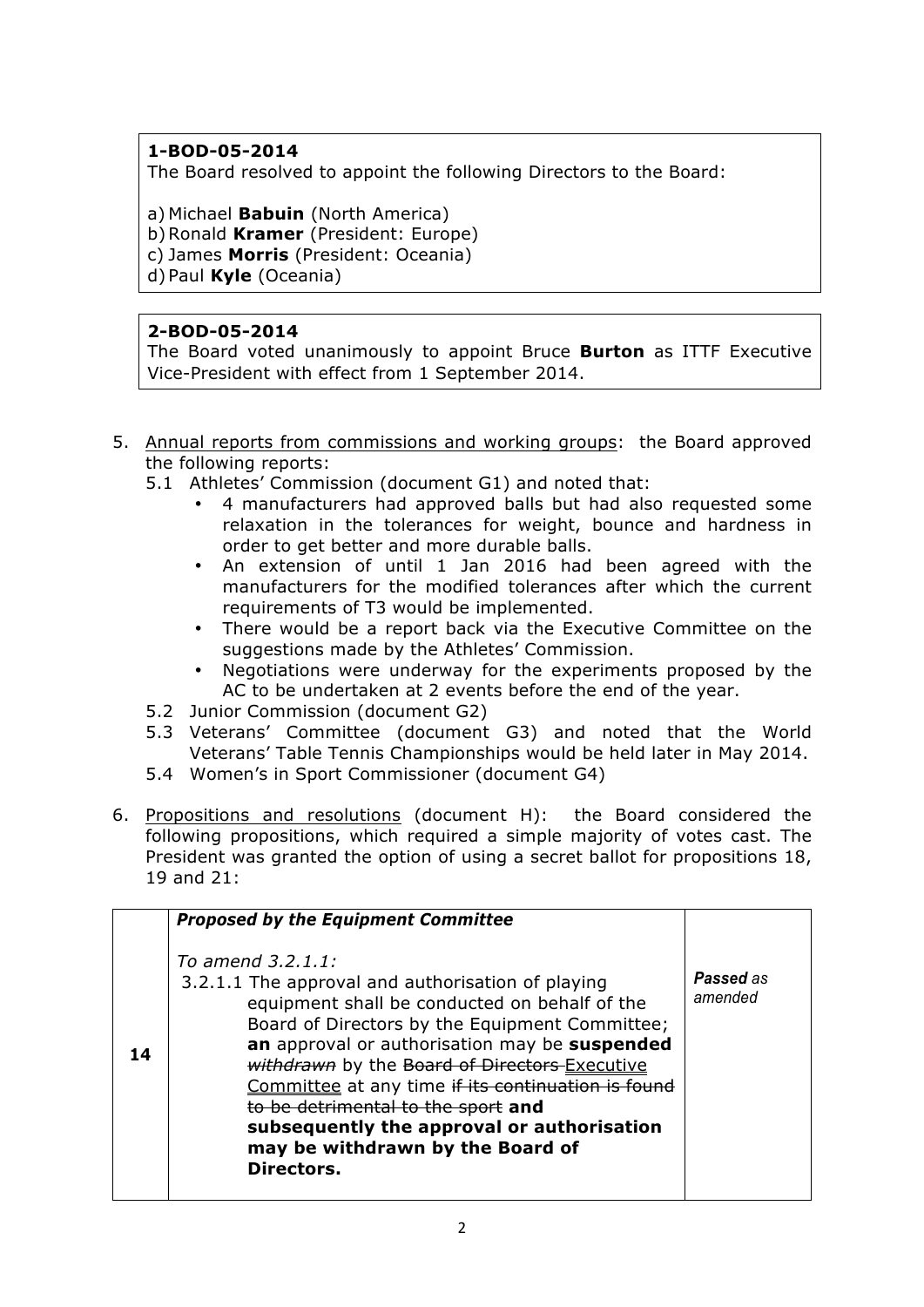**1-BOD-05-2014**
The Board resolved to appoint the following Directors to the Board:

a) Michael **Babuin** (North America)
b) Ronald **Kramer** (President: Europe)
c) James **Morris** (President: Oceania)
d) Paul **Kyle** (Oceania)

**2-BOD-05-2014**
The Board voted unanimously to appoint Bruce **Burton** as ITTF Executive Vice-President with effect from 1 September 2014.

5. Annual reports from commissions and working groups: the Board approved the following reports:
   - 5.1 Athletes' Commission (document G1) and noted that:
     - 4 manufacturers had approved balls but had also requested some relaxation in the tolerances for weight, bounce and hardness in order to get better and more durable balls.
     - An extension of until 1 Jan 2016 had been agreed with the manufacturers for the modified tolerances after which the current requirements of T3 would be implemented.
     - There would be a report back via the Executive Committee on the suggestions made by the Athletes' Commission.
     - Negotiations were underway for the experiments proposed by the AC to be undertaken at 2 events before the end of the year.
   - 5.2 Junior Commission (document G2)
   - 5.3 Veterans' Committee (document G3) and noted that the World Veterans' Table Tennis Championships would be held later in May 2014.
   - 5.4 Women's in Sport Commissioner (document G4)

6. Propositions and resolutions (document H): the Board considered the following propositions, which required a simple majority of votes cast. The President was granted the option of using a secret ballot for propositions 18, 19 and 21:

| | | |
|---|---|---|
| 14 | ***Proposed by the Equipment Committee***<br><br>*To amend 3.2.1.1:*<br>3.2.1.1 The approval and authorisation of playing equipment shall be conducted on behalf of the Board of Directors by the Equipment Committee; **an** approval or authorisation may be **suspended** ~~*withdrawn*~~ by the ~~Board of Directors~~ <u>Executive Committee</u> at any time ~~if its continuation is found to be detrimental to the sport~~ **and subsequently the approval or authorisation may be withdrawn by the Board of Directors.** | ***Passed*** *as amended* |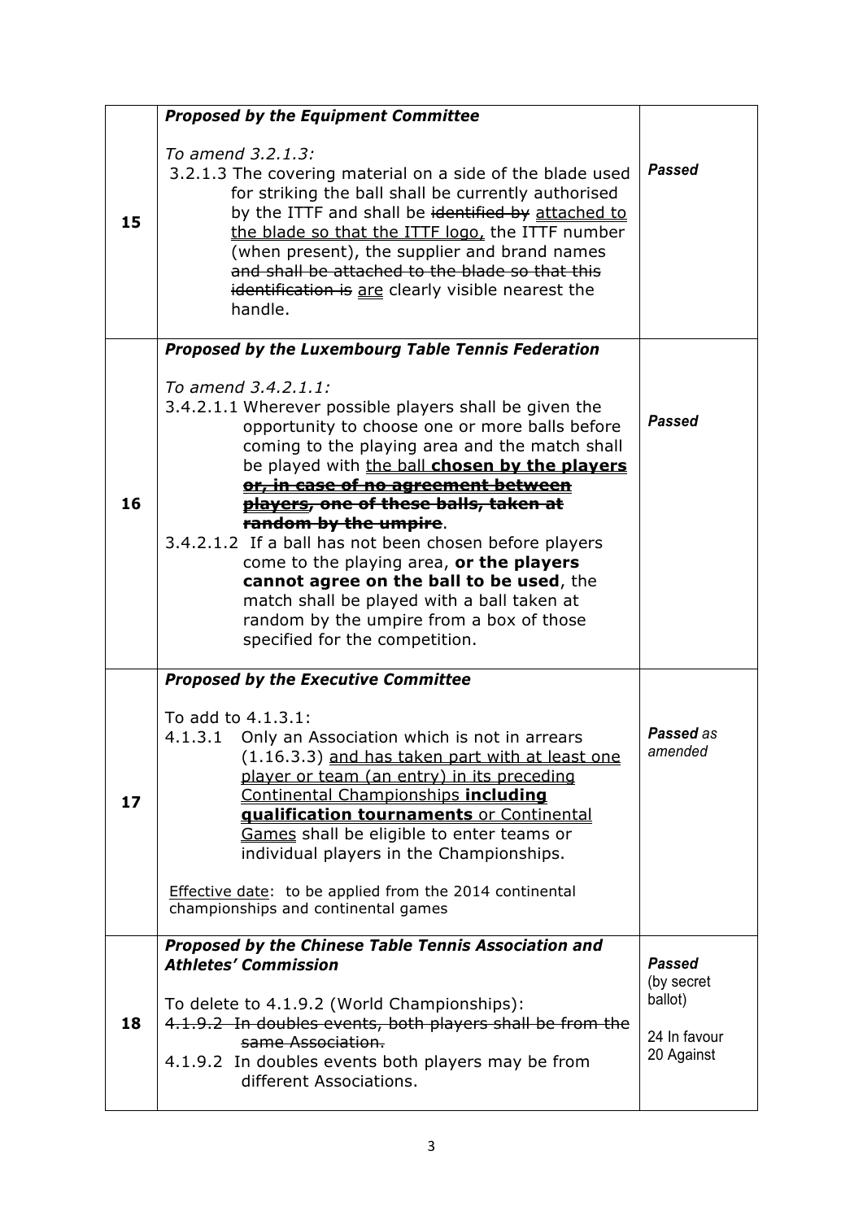| | | |
|---|---|---|
| 15 | ***Proposed by the Equipment Committee***<br><br>*To amend 3.2.1.3:*<br>3.2.1.3 The covering material on a side of the blade used for striking the ball shall be currently authorised by the ITTF and shall be ~~identified by~~ <u>attached to the blade so that the ITTF logo,</u> the ITTF number (when present), the supplier and brand names ~~and shall be attached to the blade so that this identification is~~ <u>are</u> clearly visible nearest the handle. | ***Passed*** |
| 16 | ***Proposed by the Luxembourg Table Tennis Federation***<br><br>*To amend 3.4.2.1.1:*<br>3.4.2.1.1 Wherever possible players shall be given the opportunity to choose one or more balls before coming to the playing area and the match shall be played with <u>the ball **chosen by the players**</u> **~~or, in case of no agreement between~~** <u>**~~players~~**</u>**~~, one of these balls, taken at random by the umpire~~**.<br>3.4.2.1.2 If a ball has not been chosen before players come to the playing area, **or the players cannot agree on the ball to be used**, the match shall be played with a ball taken at random by the umpire from a box of those specified for the competition. | ***Passed*** |
| 17 | ***Proposed by the Executive Committee***<br><br>To add to 4.1.3.1:<br>4.1.3.1 Only an Association which is not in arrears (1.16.3.3) <u>and has taken part with at least one player or team (an entry) in its preceding Continental Championships **including qualification tournaments** or Continental Games</u> shall be eligible to enter teams or individual players in the Championships.<br><br><u>Effective date</u>: to be applied from the 2014 continental championships and continental games | ***Passed*** *as amended* |
| 18 | ***Proposed by the Chinese Table Tennis Association and Athletes' Commission***<br><br>To delete to 4.1.9.2 (World Championships):<br>~~4.1.9.2 In doubles events, both players shall be from the same Association.~~<br>4.1.9.2 In doubles events both players may be from different Associations. | ***Passed*** (by secret ballot)<br><br>24 In favour<br>20 Against |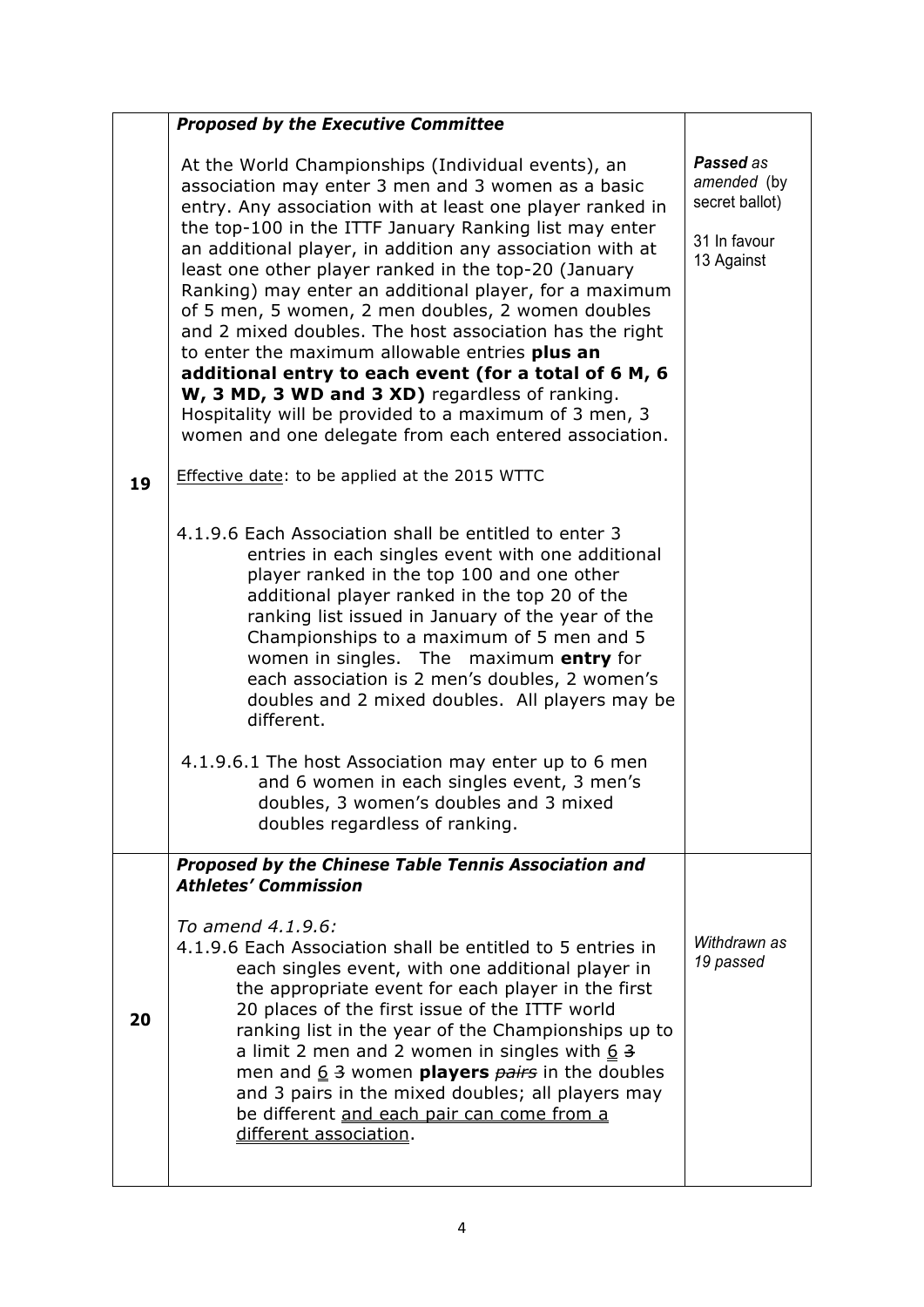| | | |
|---|---|---|
| 19 | ***Proposed by the Executive Committee***<br><br>At the World Championships (Individual events), an association may enter 3 men and 3 women as a basic entry. Any association with at least one player ranked in the top-100 in the ITTF January Ranking list may enter an additional player, in addition any association with at least one other player ranked in the top-20 (January Ranking) may enter an additional player, for a maximum of 5 men, 5 women, 2 men doubles, 2 women doubles and 2 mixed doubles. The host association has the right to enter the maximum allowable entries **plus an additional entry to each event (for a total of 6 M, 6 W, 3 MD, 3 WD and 3 XD)** regardless of ranking. Hospitality will be provided to a maximum of 3 men, 3 women and one delegate from each entered association.<br><br><u>Effective date</u>: to be applied at the 2015 WTTC<br><br>4.1.9.6 Each Association shall be entitled to enter 3 entries in each singles event with one additional player ranked in the top 100 and one other additional player ranked in the top 20 of the ranking list issued in January of the year of the Championships to a maximum of 5 men and 5 women in singles. The maximum **entry** for each association is 2 men's doubles, 2 women's doubles and 2 mixed doubles. All players may be different.<br><br>4.1.9.6.1 The host Association may enter up to 6 men and 6 women in each singles event, 3 men's doubles, 3 women's doubles and 3 mixed doubles regardless of ranking. | ***Passed*** *as amended* (by secret ballot)<br><br>31 In favour<br>13 Against |
| 20 | ***Proposed by the Chinese Table Tennis Association and Athletes' Commission***<br><br>*To amend 4.1.9.6:*<br>4.1.9.6 Each Association shall be entitled to 5 entries in each singles event, with one additional player in the appropriate event for each player in the first 20 places of the first issue of the ITTF world ranking list in the year of the Championships up to a limit 2 men and 2 women in singles with <u>6</u> ~~3~~ men and <u>6</u> ~~3~~ women **players** ~~*pairs*~~ in the doubles and 3 pairs in the mixed doubles; all players may be different <u>and each pair can come from a different association</u>. | *Withdrawn as 19 passed* |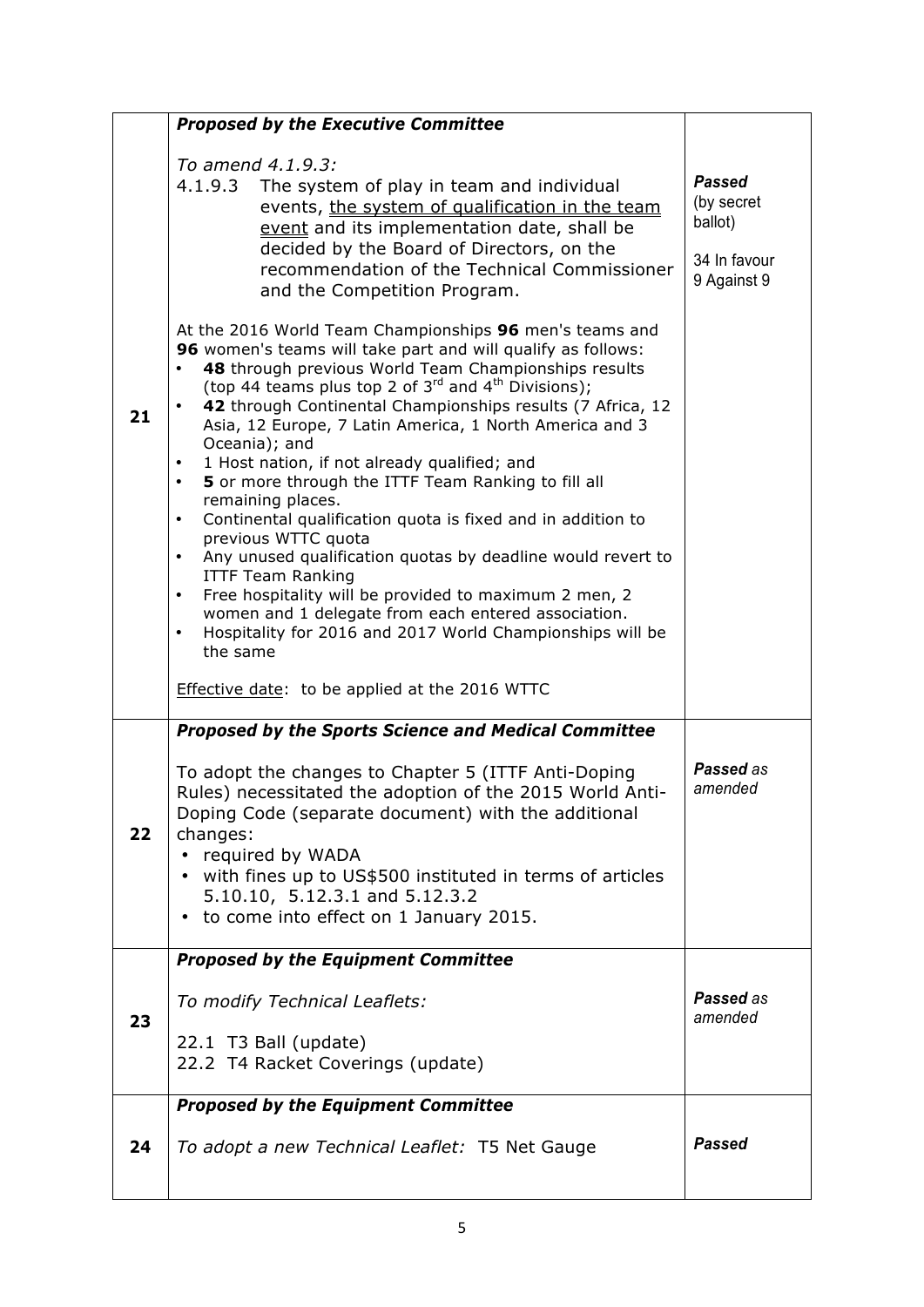| | | |
|---|---|---|
| 21 | ***Proposed by the Executive Committee***<br><br>*To amend 4.1.9.3:*<br>4.1.9.3 The system of play in team and individual events, <u>the system of qualification in the team event</u> and its implementation date, shall be decided by the Board of Directors, on the recommendation of the Technical Commissioner and the Competition Program.<br><br>At the 2016 World Team Championships **96** men's teams and **96** women's teams will take part and will qualify as follows:<br>• **48** through previous World Team Championships results (top 44 teams plus top 2 of 3rd and 4th Divisions);<br>• **42** through Continental Championships results (7 Africa, 12 Asia, 12 Europe, 7 Latin America, 1 North America and 3 Oceania); and<br>• 1 Host nation, if not already qualified; and<br>• **5** or more through the ITTF Team Ranking to fill all remaining places.<br>• Continental qualification quota is fixed and in addition to previous WTTC quota<br>• Any unused qualification quotas by deadline would revert to ITTF Team Ranking<br>• Free hospitality will be provided to maximum 2 men, 2 women and 1 delegate from each entered association.<br>• Hospitality for 2016 and 2017 World Championships will be the same<br><br><u>Effective date</u>: to be applied at the 2016 WTTC | ***Passed*** *(by secret ballot)*<br><br>*34 In favour*<br>*9 Against 9* |
| 22 | ***Proposed by the Sports Science and Medical Committee***<br><br>To adopt the changes to Chapter 5 (ITTF Anti-Doping Rules) necessitated the adoption of the 2015 World Anti-Doping Code (separate document) with the additional changes:<br>• required by WADA<br>• with fines up to US$500 instituted in terms of articles 5.10.10, 5.12.3.1 and 5.12.3.2<br>• to come into effect on 1 January 2015. | ***Passed*** *as amended* |
| 23 | ***Proposed by the Equipment Committee***<br><br>*To modify Technical Leaflets:*<br><br>22.1 T3 Ball (update)<br>22.2 T4 Racket Coverings (update) | ***Passed*** *as amended* |
| 24 | ***Proposed by the Equipment Committee***<br><br>*To adopt a new Technical Leaflet:* T5 Net Gauge | ***Passed*** |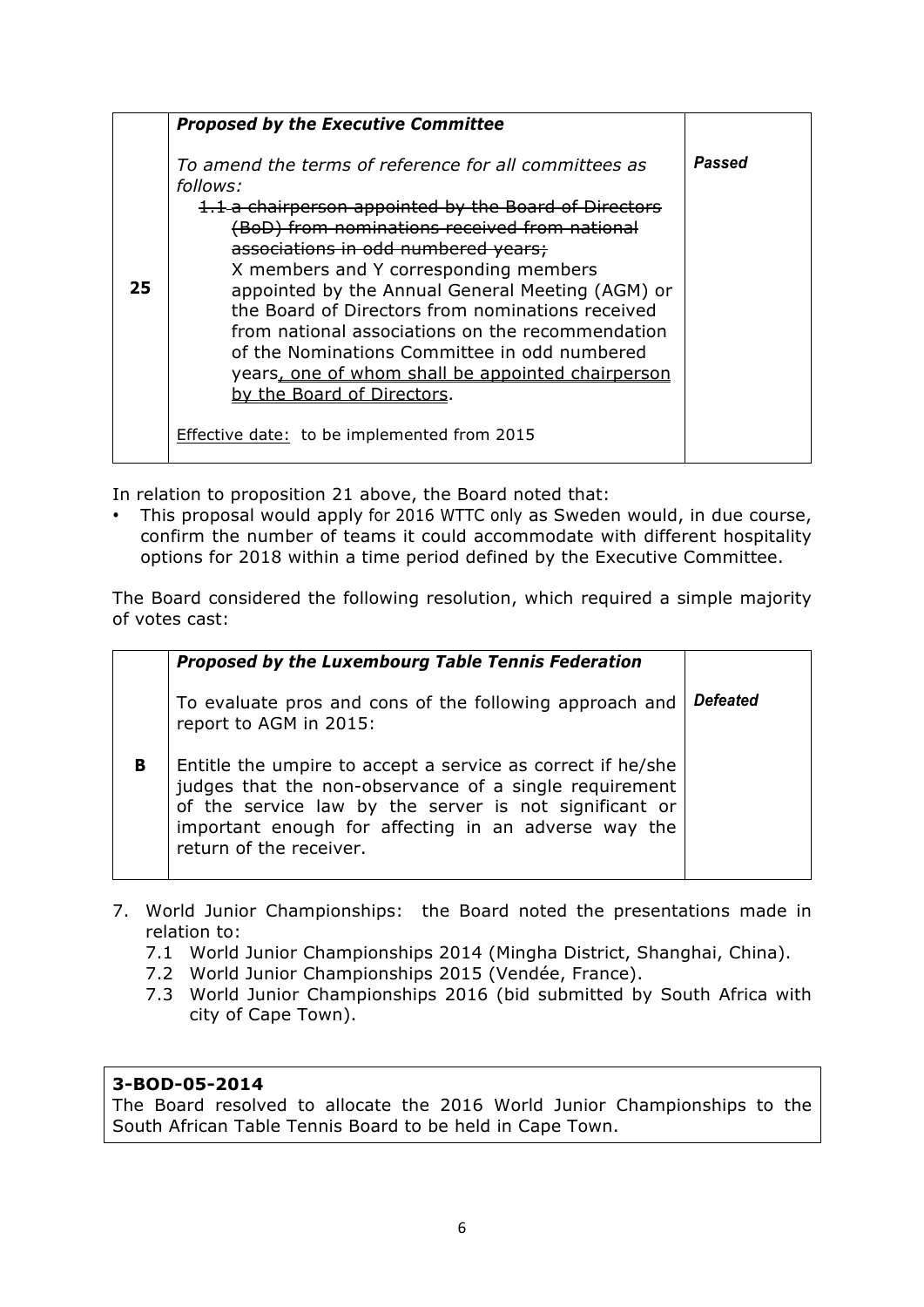| | | |
|---|---|---|
| **25** | ***Proposed by the Executive Committee***<br><br>*To amend the terms of reference for all committees as follows:*<br>~~1.1 a chairperson appointed by the Board of Directors (BoD) from nominations received from national associations in odd numbered years;~~<br>X members and Y corresponding members appointed by the Annual General Meeting (AGM) or the Board of Directors from nominations received from national associations on the recommendation of the Nominations Committee in odd numbered years<u>, one of whom shall be appointed chairperson by the Board of Directors</u>.<br><br><u>Effective date:</u> to be implemented from 2015 | ***Passed*** |

In relation to proposition 21 above, the Board noted that:

- This proposal would apply for 2016 WTTC only as Sweden would, in due course, confirm the number of teams it could accommodate with different hospitality options for 2018 within a time period defined by the Executive Committee.

The Board considered the following resolution, which required a simple majority of votes cast:

| | | |
|---|---|---|
| **B** | ***Proposed by the Luxembourg Table Tennis Federation***<br><br>To evaluate pros and cons of the following approach and report to AGM in 2015:<br><br>Entitle the umpire to accept a service as correct if he/she judges that the non-observance of a single requirement of the service law by the server is not significant or important enough for affecting in an adverse way the return of the receiver. | ***Defeated*** |

7. World Junior Championships: the Board noted the presentations made in relation to:
   7.1 World Junior Championships 2014 (Mingha District, Shanghai, China).
   7.2 World Junior Championships 2015 (Vendée, France).
   7.3 World Junior Championships 2016 (bid submitted by South Africa with city of Cape Town).

**3-BOD-05-2014**
The Board resolved to allocate the 2016 World Junior Championships to the South African Table Tennis Board to be held in Cape Town.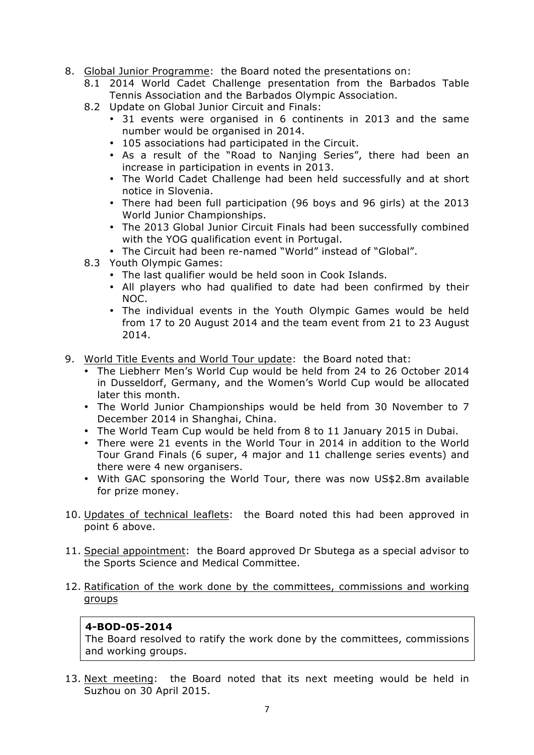8. <u>Global Junior Programme</u>: the Board noted the presentations on:
   8.1 2014 World Cadet Challenge presentation from the Barbados Table Tennis Association and the Barbados Olympic Association.
   8.2 Update on Global Junior Circuit and Finals:
      - 31 events were organised in 6 continents in 2013 and the same number would be organised in 2014.
      - 105 associations had participated in the Circuit.
      - As a result of the "Road to Nanjing Series", there had been an increase in participation in events in 2013.
      - The World Cadet Challenge had been held successfully and at short notice in Slovenia.
      - There had been full participation (96 boys and 96 girls) at the 2013 World Junior Championships.
      - The 2013 Global Junior Circuit Finals had been successfully combined with the YOG qualification event in Portugal.
      - The Circuit had been re-named "World" instead of "Global".
   8.3 Youth Olympic Games:
      - The last qualifier would be held soon in Cook Islands.
      - All players who had qualified to date had been confirmed by their NOC.
      - The individual events in the Youth Olympic Games would be held from 17 to 20 August 2014 and the team event from 21 to 23 August 2014.

9. <u>World Title Events and World Tour update</u>: the Board noted that:
   - The Liebherr Men's World Cup would be held from 24 to 26 October 2014 in Dusseldorf, Germany, and the Women's World Cup would be allocated later this month.
   - The World Junior Championships would be held from 30 November to 7 December 2014 in Shanghai, China.
   - The World Team Cup would be held from 8 to 11 January 2015 in Dubai.
   - There were 21 events in the World Tour in 2014 in addition to the World Tour Grand Finals (6 super, 4 major and 11 challenge series events) and there were 4 new organisers.
   - With GAC sponsoring the World Tour, there was now US$2.8m available for prize money.

10. <u>Updates of technical leaflets</u>: the Board noted this had been approved in point 6 above.

11. <u>Special appointment</u>: the Board approved Dr Sbutega as a special advisor to the Sports Science and Medical Committee.

12. <u>Ratification of the work done by the committees, commissions and working groups</u>

> **4-BOD-05-2014**
> The Board resolved to ratify the work done by the committees, commissions and working groups.

13. <u>Next meeting</u>: the Board noted that its next meeting would be held in Suzhou on 30 April 2015.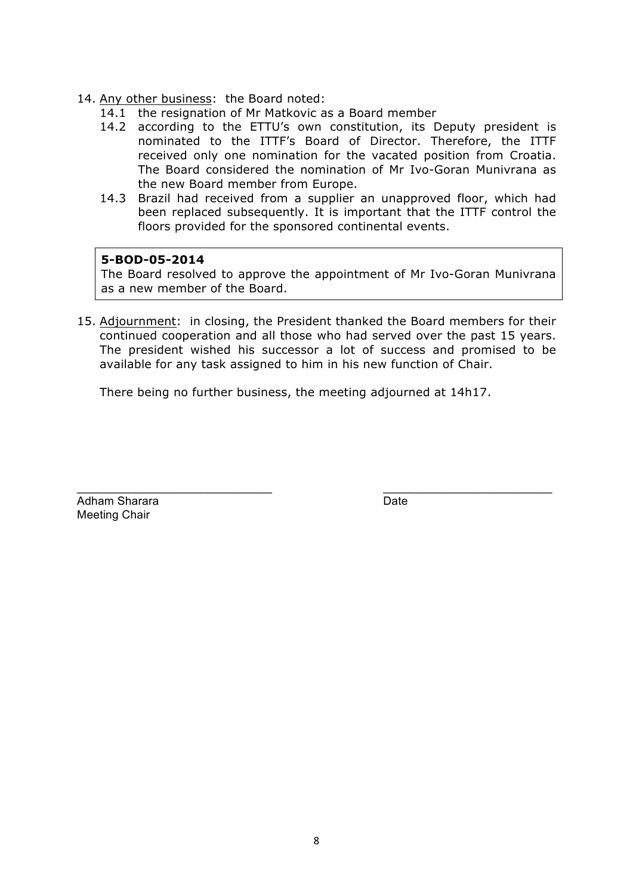14. Any other business: the Board noted:
    14.1 the resignation of Mr Matkovic as a Board member
    14.2 according to the ETTU's own constitution, its Deputy president is nominated to the ITTF's Board of Director. Therefore, the ITTF received only one nomination for the vacated position from Croatia. The Board considered the nomination of Mr Ivo-Goran Munivrana as the new Board member from Europe.
    14.3 Brazil had received from a supplier an unapproved floor, which had been replaced subsequently. It is important that the ITTF control the floors provided for the sponsored continental events.

> **5-BOD-05-2014**
> The Board resolved to approve the appointment of Mr Ivo-Goran Munivrana as a new member of the Board.

15. Adjournment: in closing, the President thanked the Board members for their continued cooperation and all those who had served over the past 15 years. The president wished his successor a lot of success and promised to be available for any task assigned to him in his new function of Chair.

    There being no further business, the meeting adjourned at 14h17.

\_\_\_\_\_\_\_\_\_\_\_\_\_\_\_\_\_\_\_\_\_\_\_\_\_\_\_\_\_\_  \_\_\_\_\_\_\_\_\_\_\_\_\_\_\_\_\_\_\_\_\_\_\_\_\_\_

Adham Sharara  
Meeting Chair

Date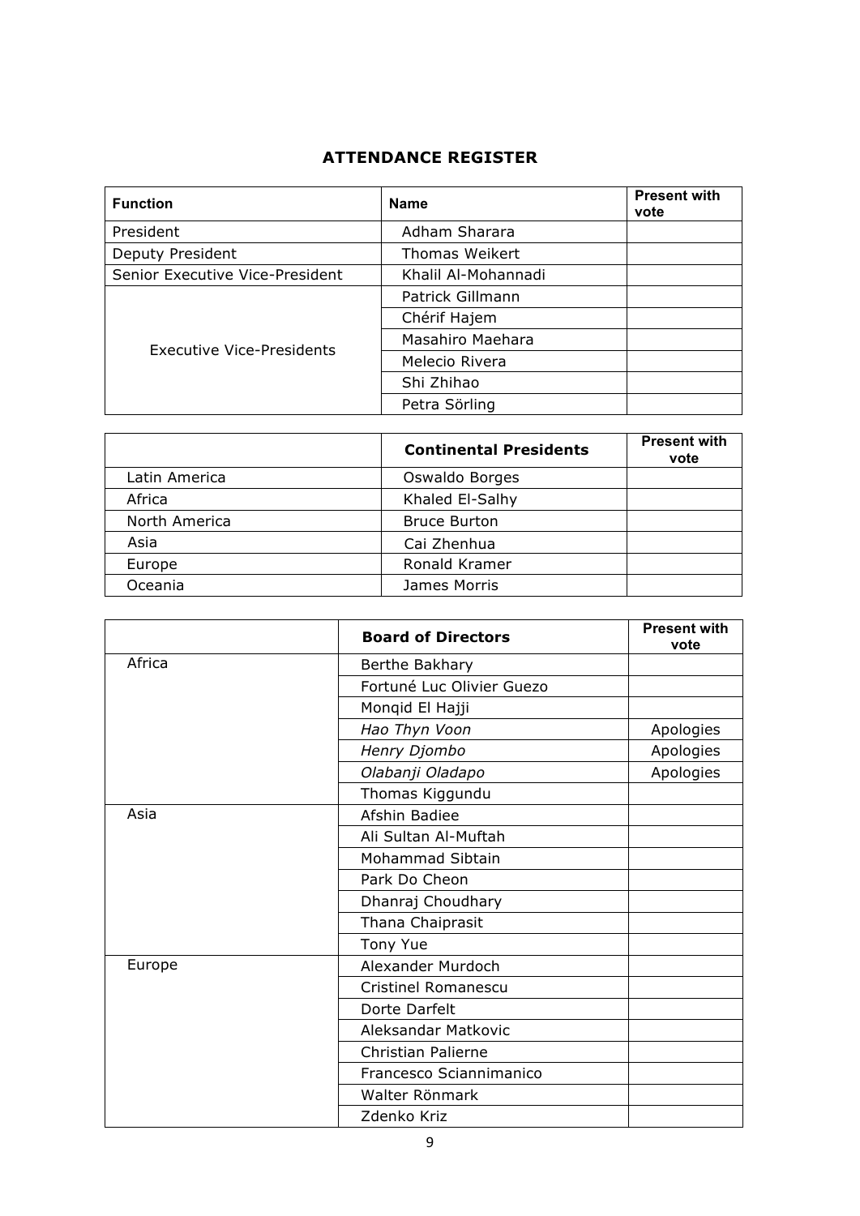## ATTENDANCE REGISTER

| Function | Name | Present with vote |
|---|---|---|
| President | Adham Sharara | |
| Deputy President | Thomas Weikert | |
| Senior Executive Vice-President | Khalil Al-Mohannadi | |
| Executive Vice-Presidents | Patrick Gillmann | |
| | Chérif Hajem | |
| | Masahiro Maehara | |
| | Melecio Rivera | |
| | Shi Zhihao | |
| | Petra Sörling | |

| | Continental Presidents | Present with vote |
|---|---|---|
| Latin America | Oswaldo Borges | |
| Africa | Khaled El-Salhy | |
| North America | Bruce Burton | |
| Asia | Cai Zhenhua | |
| Europe | Ronald Kramer | |
| Oceania | James Morris | |

| | Board of Directors | Present with vote |
|---|---|---|
| Africa | Berthe Bakhary | |
| | Fortuné Luc Olivier Guezo | |
| | Monqid El Hajji | |
| | *Hao Thyn Voon* | Apologies |
| | *Henry Djombo* | Apologies |
| | *Olabanji Oladapo* | Apologies |
| | Thomas Kiggundu | |
| Asia | Afshin Badiee | |
| | Ali Sultan Al-Muftah | |
| | Mohammad Sibtain | |
| | Park Do Cheon | |
| | Dhanraj Choudhary | |
| | Thana Chaiprasit | |
| | Tony Yue | |
| Europe | Alexander Murdoch | |
| | Cristinel Romanescu | |
| | Dorte Darfelt | |
| | Aleksandar Matkovic | |
| | Christian Palierne | |
| | Francesco Sciannimanico | |
| | Walter Rönmark | |
| | Zdenko Kriz | |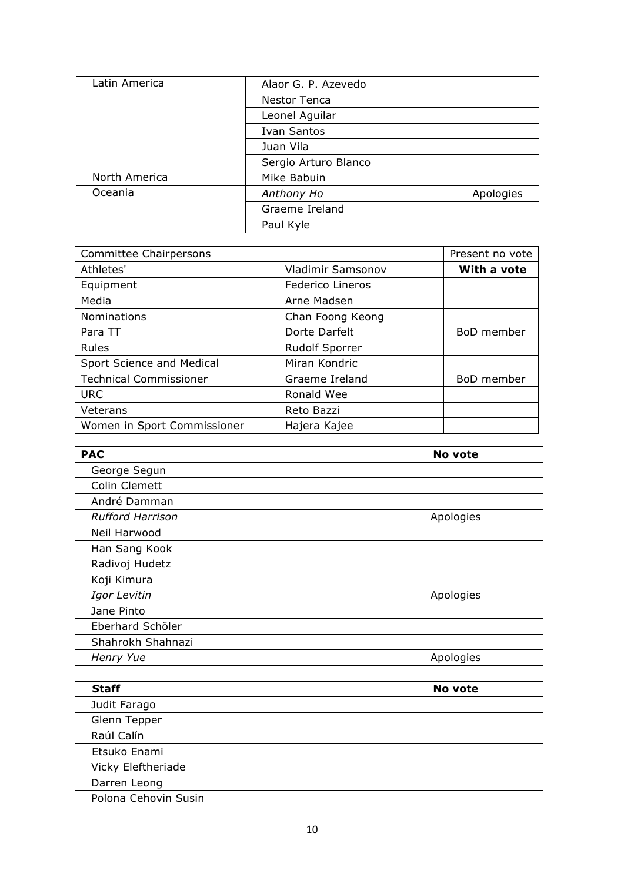| | | |
|---|---|---|
| Latin America | Alaor G. P. Azevedo | |
| | Nestor Tenca | |
| | Leonel Aguilar | |
| | Ivan Santos | |
| | Juan Vila | |
| | Sergio Arturo Blanco | |
| North America | Mike Babuin | |
| Oceania | *Anthony Ho* | Apologies |
| | Graeme Ireland | |
| | Paul Kyle | |

| Committee Chairpersons | | Present no vote |
|---|---|---|
| Athletes' | Vladimir Samsonov | **With a vote** |
| Equipment | Federico Lineros | |
| Media | Arne Madsen | |
| Nominations | Chan Foong Keong | |
| Para TT | Dorte Darfelt | BoD member |
| Rules | Rudolf Sporrer | |
| Sport Science and Medical | Miran Kondric | |
| Technical Commissioner | Graeme Ireland | BoD member |
| URC | Ronald Wee | |
| Veterans | Reto Bazzi | |
| Women in Sport Commissioner | Hajera Kajee | |

| **PAC** | **No vote** |
|---|---|
| George Segun | |
| Colin Clemett | |
| André Damman | |
| *Rufford Harrison* | Apologies |
| Neil Harwood | |
| Han Sang Kook | |
| Radivoj Hudetz | |
| Koji Kimura | |
| *Igor Levitin* | Apologies |
| Jane Pinto | |
| Eberhard Schöler | |
| Shahrokh Shahnazi | |
| *Henry Yue* | Apologies |

| **Staff** | **No vote** |
|---|---|
| Judit Farago | |
| Glenn Tepper | |
| Raúl Calín | |
| Etsuko Enami | |
| Vicky Eleftheriade | |
| Darren Leong | |
| Polona Cehovin Susin | |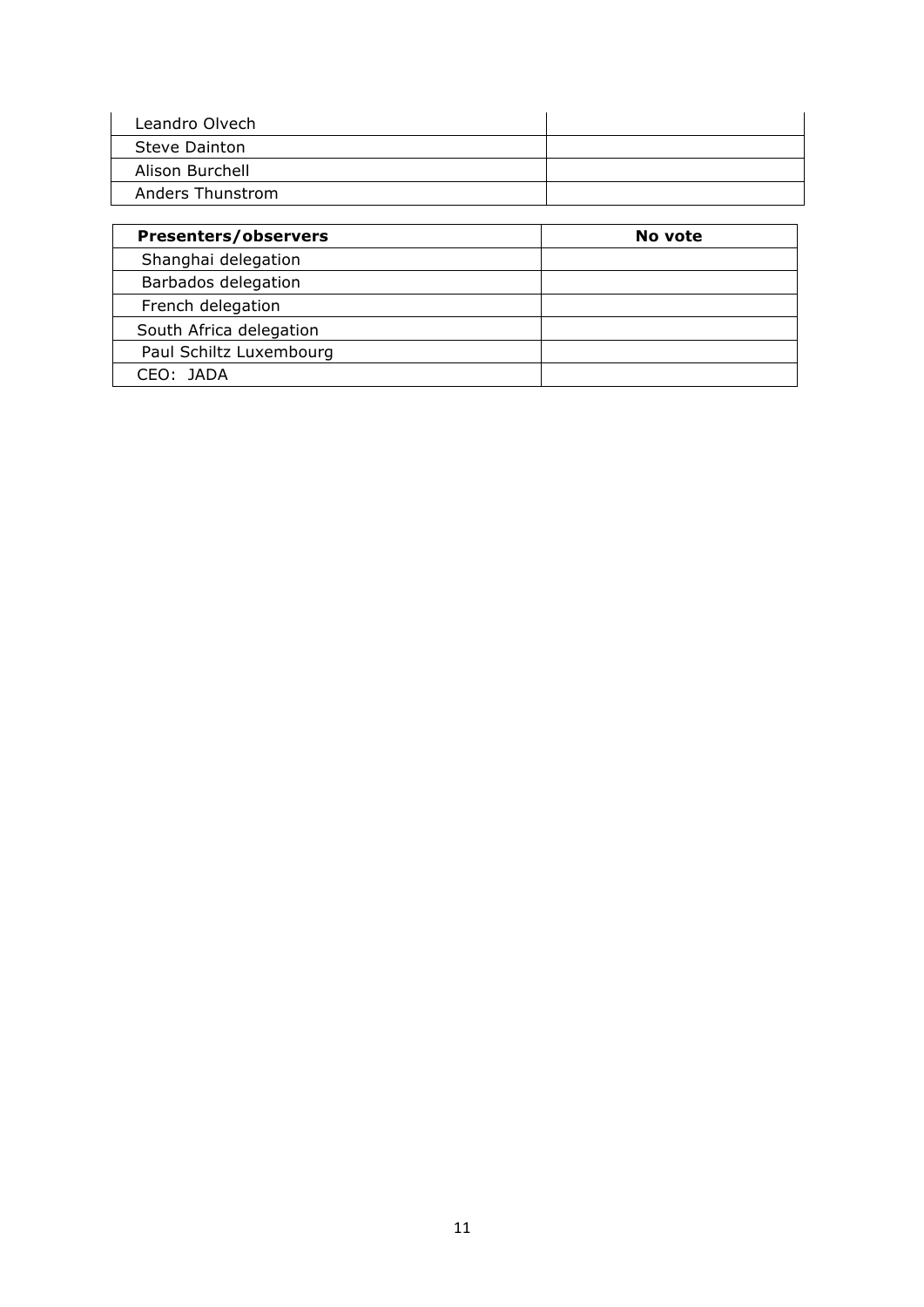| | |
|---|---|
| Leandro Olvech | |
| Steve Dainton | |
| Alison Burchell | |
| Anders Thunstrom | |

| **Presenters/observers** | **No vote** |
|---|---|
| Shanghai delegation | |
| Barbados delegation | |
| French delegation | |
| South Africa delegation | |
| Paul Schiltz Luxembourg | |
| CEO: JADA | |